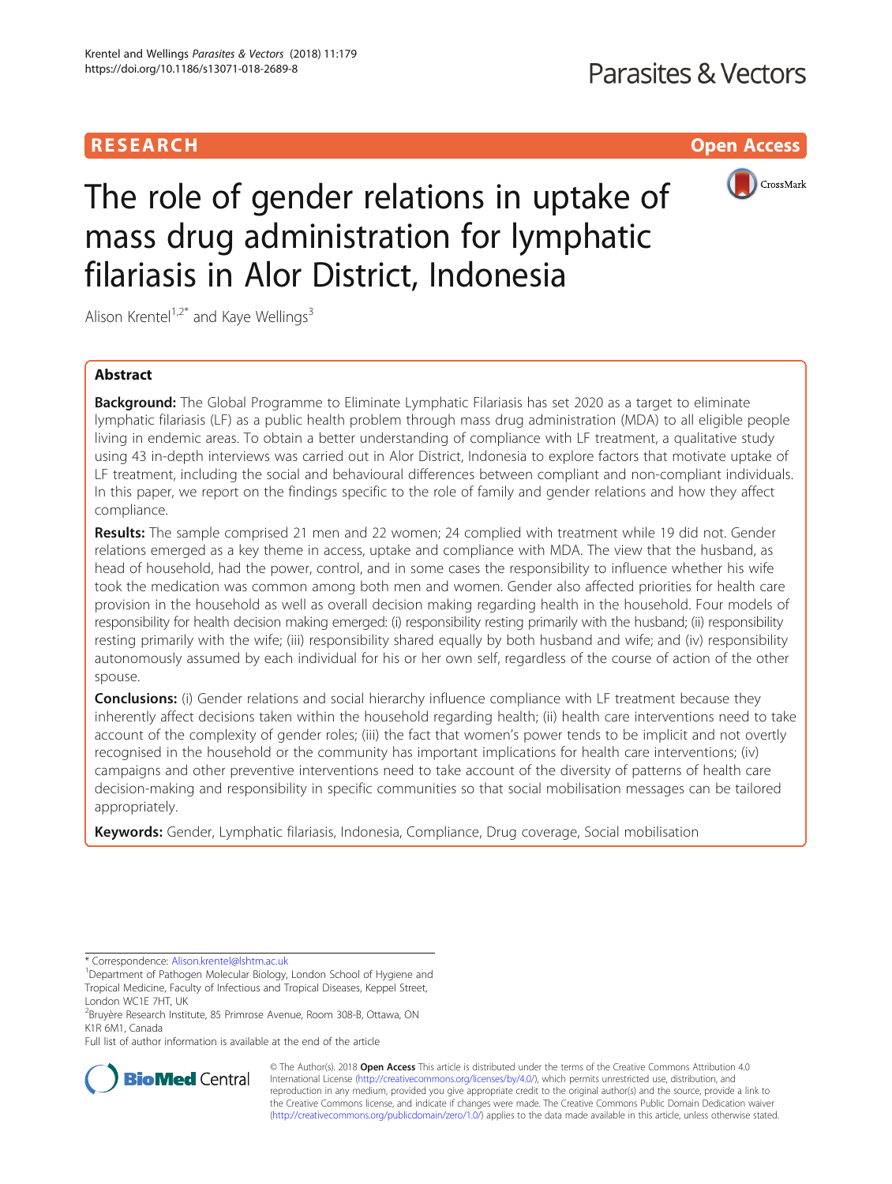RESEARCH

Open Access

# The role of gender relations in uptake of mass drug administration for lymphatic filariasis in Alor District, Indonesia

Alison Krentel[1,2*] and Kaye Wellings[3]

## Abstract

**Background:** The Global Programme to Eliminate Lymphatic Filariasis has set 2020 as a target to eliminate lymphatic filariasis (LF) as a public health problem through mass drug administration (MDA) to all eligible people living in endemic areas. To obtain a better understanding of compliance with LF treatment, a qualitative study using 43 in-depth interviews was carried out in Alor District, Indonesia to explore factors that motivate uptake of LF treatment, including the social and behavioural differences between compliant and non-compliant individuals. In this paper, we report on the findings specific to the role of family and gender relations and how they affect compliance.

**Results:** The sample comprised 21 men and 22 women; 24 complied with treatment while 19 did not. Gender relations emerged as a key theme in access, uptake and compliance with MDA. The view that the husband, as head of household, had the power, control, and in some cases the responsibility to influence whether his wife took the medication was common among both men and women. Gender also affected priorities for health care provision in the household as well as overall decision making regarding health in the household. Four models of responsibility for health decision making emerged: (i) responsibility resting primarily with the husband; (ii) responsibility resting primarily with the wife; (iii) responsibility shared equally by both husband and wife; and (iv) responsibility autonomously assumed by each individual for his or her own self, regardless of the course of action of the other spouse.

**Conclusions:** (i) Gender relations and social hierarchy influence compliance with LF treatment because they inherently affect decisions taken within the household regarding health; (ii) health care interventions need to take account of the complexity of gender roles; (iii) the fact that women's power tends to be implicit and not overtly recognised in the household or the community has important implications for health care interventions; (iv) campaigns and other preventive interventions need to take account of the diversity of patterns of health care decision-making and responsibility in specific communities so that social mobilisation messages can be tailored appropriately.

**Keywords:** Gender, Lymphatic filariasis, Indonesia, Compliance, Drug coverage, Social mobilisation

\* Correspondence: Alison.krentel@lshtm.ac.uk

[1]Department of Pathogen Molecular Biology, London School of Hygiene and Tropical Medicine, Faculty of Infectious and Tropical Diseases, Keppel Street, London WC1E 7HT, UK

[2]Bruyère Research Institute, 85 Primrose Avenue, Room 308-B, Ottawa, ON K1R 6M1, Canada

Full list of author information is available at the end of the article

© The Author(s). 2018 **Open Access** This article is distributed under the terms of the Creative Commons Attribution 4.0 International License (http://creativecommons.org/licenses/by/4.0/), which permits unrestricted use, distribution, and reproduction in any medium, provided you give appropriate credit to the original author(s) and the source, provide a link to the Creative Commons license, and indicate if changes were made. The Creative Commons Public Domain Dedication waiver (http://creativecommons.org/publicdomain/zero/1.0/) applies to the data made available in this article, unless otherwise stated.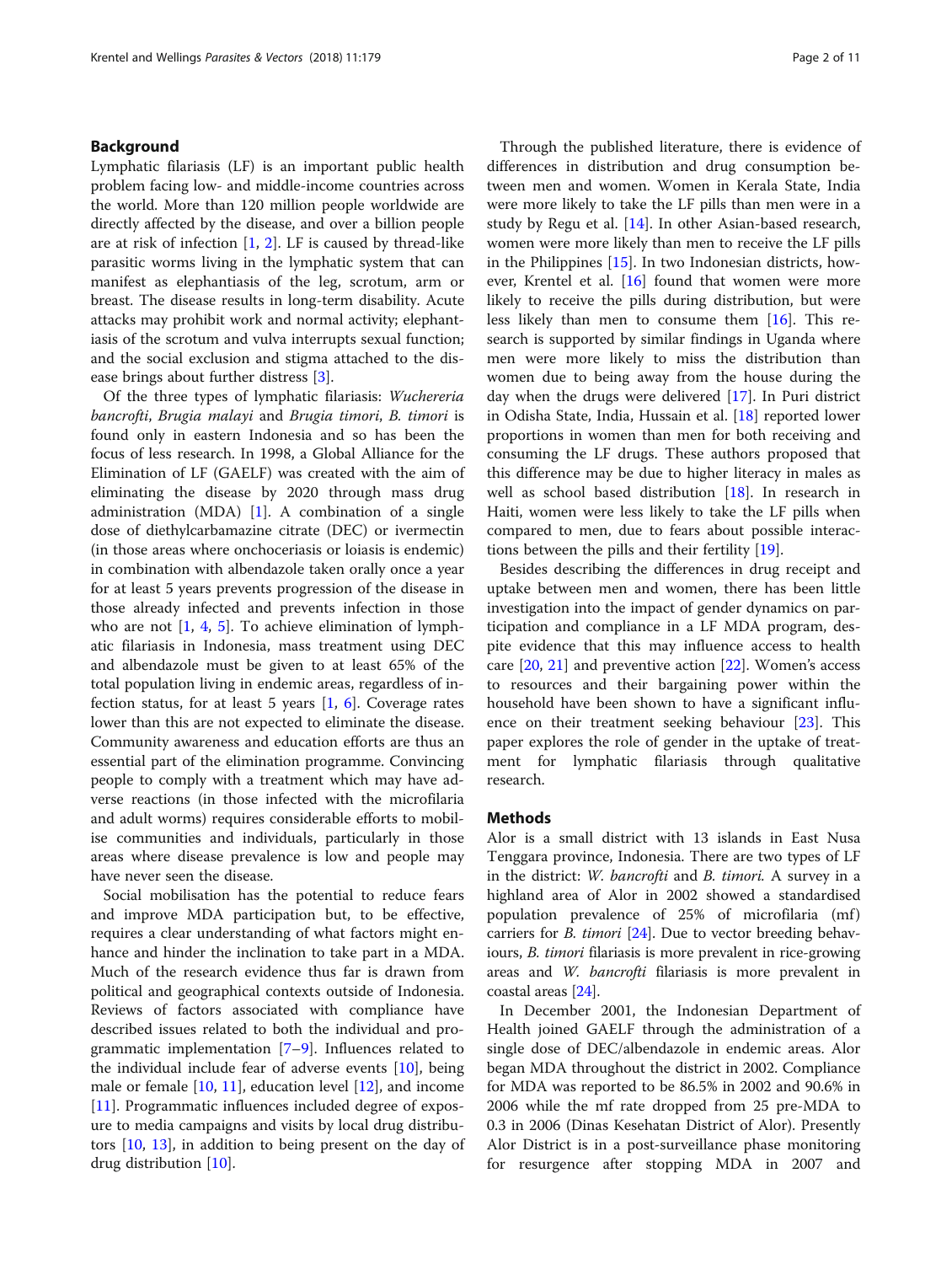## Background

Lymphatic filariasis (LF) is an important public health problem facing low- and middle-income countries across the world. More than 120 million people worldwide are directly affected by the disease, and over a billion people are at risk of infection [1, 2]. LF is caused by thread-like parasitic worms living in the lymphatic system that can manifest as elephantiasis of the leg, scrotum, arm or breast. The disease results in long-term disability. Acute attacks may prohibit work and normal activity; elephantiasis of the scrotum and vulva interrupts sexual function; and the social exclusion and stigma attached to the disease brings about further distress [3].

Of the three types of lymphatic filariasis: *Wuchereria bancrofti*, *Brugia malayi* and *Brugia timori*, *B. timori* is found only in eastern Indonesia and so has been the focus of less research. In 1998, a Global Alliance for the Elimination of LF (GAELF) was created with the aim of eliminating the disease by 2020 through mass drug administration (MDA) [1]. A combination of a single dose of diethylcarbamazine citrate (DEC) or ivermectin (in those areas where onchocerciasis or loiasis is endemic) in combination with albendazole taken orally once a year for at least 5 years prevents progression of the disease in those already infected and prevents infection in those who are not [1, 4, 5]. To achieve elimination of lymphatic filariasis in Indonesia, mass treatment using DEC and albendazole must be given to at least 65% of the total population living in endemic areas, regardless of infection status, for at least 5 years [1, 6]. Coverage rates lower than this are not expected to eliminate the disease. Community awareness and education efforts are thus an essential part of the elimination programme. Convincing people to comply with a treatment which may have adverse reactions (in those infected with the microfilaria and adult worms) requires considerable efforts to mobilise communities and individuals, particularly in those areas where disease prevalence is low and people may have never seen the disease.

Social mobilisation has the potential to reduce fears and improve MDA participation but, to be effective, requires a clear understanding of what factors might enhance and hinder the inclination to take part in a MDA. Much of the research evidence thus far is drawn from political and geographical contexts outside of Indonesia. Reviews of factors associated with compliance have described issues related to both the individual and programmatic implementation [7–9]. Influences related to the individual include fear of adverse events [10], being male or female [10, 11], education level [12], and income [11]. Programmatic influences included degree of exposure to media campaigns and visits by local drug distributors [10, 13], in addition to being present on the day of drug distribution [10].

Through the published literature, there is evidence of differences in distribution and drug consumption between men and women. Women in Kerala State, India were more likely to take the LF pills than men were in a study by Regu et al. [14]. In other Asian-based research, women were more likely than men to receive the LF pills in the Philippines [15]. In two Indonesian districts, however, Krentel et al. [16] found that women were more likely to receive the pills during distribution, but were less likely than men to consume them [16]. This research is supported by similar findings in Uganda where men were more likely to miss the distribution than women due to being away from the house during the day when the drugs were delivered [17]. In Puri district in Odisha State, India, Hussain et al. [18] reported lower proportions in women than men for both receiving and consuming the LF drugs. These authors proposed that this difference may be due to higher literacy in males as well as school based distribution [18]. In research in Haiti, women were less likely to take the LF pills when compared to men, due to fears about possible interactions between the pills and their fertility [19].

Besides describing the differences in drug receipt and uptake between men and women, there has been little investigation into the impact of gender dynamics on participation and compliance in a LF MDA program, despite evidence that this may influence access to health care [20, 21] and preventive action [22]. Women's access to resources and their bargaining power within the household have been shown to have a significant influence on their treatment seeking behaviour [23]. This paper explores the role of gender in the uptake of treatment for lymphatic filariasis through qualitative research.

## Methods

Alor is a small district with 13 islands in East Nusa Tenggara province, Indonesia. There are two types of LF in the district: *W. bancrofti* and *B. timori*. A survey in a highland area of Alor in 2002 showed a standardised population prevalence of 25% of microfilaria (mf) carriers for *B. timori* [24]. Due to vector breeding behaviours, *B. timori* filariasis is more prevalent in rice-growing areas and *W. bancrofti* filariasis is more prevalent in coastal areas [24].

In December 2001, the Indonesian Department of Health joined GAELF through the administration of a single dose of DEC/albendazole in endemic areas. Alor began MDA throughout the district in 2002. Compliance for MDA was reported to be 86.5% in 2002 and 90.6% in 2006 while the mf rate dropped from 25 pre-MDA to 0.3 in 2006 (Dinas Kesehatan District of Alor). Presently Alor District is in a post-surveillance phase monitoring for resurgence after stopping MDA in 2007 and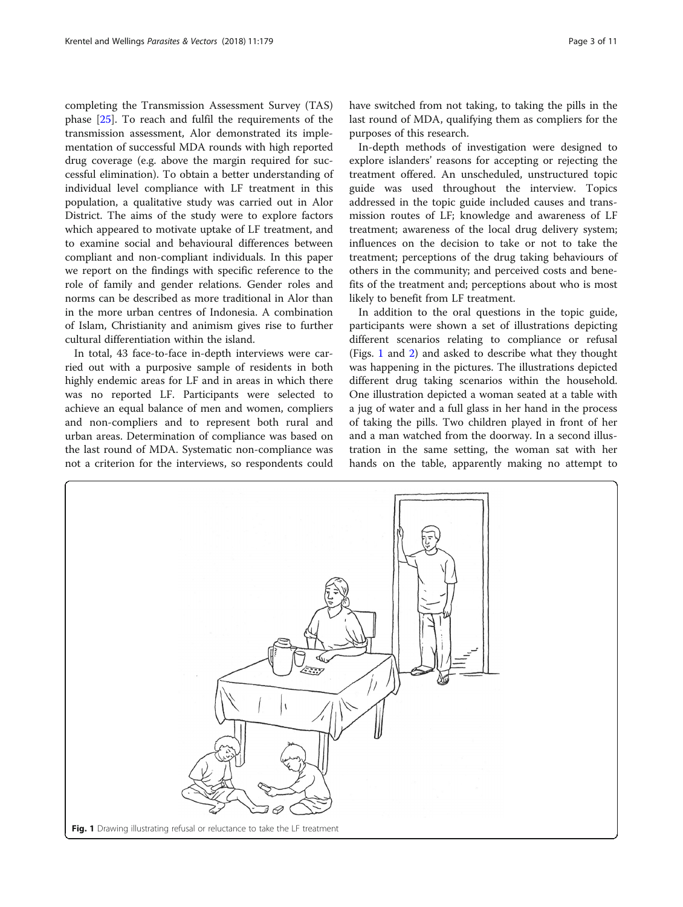completing the Transmission Assessment Survey (TAS) phase [25]. To reach and fulfil the requirements of the transmission assessment, Alor demonstrated its implementation of successful MDA rounds with high reported drug coverage (e.g. above the margin required for successful elimination). To obtain a better understanding of individual level compliance with LF treatment in this population, a qualitative study was carried out in Alor District. The aims of the study were to explore factors which appeared to motivate uptake of LF treatment, and to examine social and behavioural differences between compliant and non-compliant individuals. In this paper we report on the findings with specific reference to the role of family and gender relations. Gender roles and norms can be described as more traditional in Alor than in the more urban centres of Indonesia. A combination of Islam, Christianity and animism gives rise to further cultural differentiation within the island.

In total, 43 face-to-face in-depth interviews were carried out with a purposive sample of residents in both highly endemic areas for LF and in areas in which there was no reported LF. Participants were selected to achieve an equal balance of men and women, compliers and non-compliers and to represent both rural and urban areas. Determination of compliance was based on the last round of MDA. Systematic non-compliance was not a criterion for the interviews, so respondents could have switched from not taking, to taking the pills in the last round of MDA, qualifying them as compliers for the purposes of this research.

In-depth methods of investigation were designed to explore islanders' reasons for accepting or rejecting the treatment offered. An unscheduled, unstructured topic guide was used throughout the interview. Topics addressed in the topic guide included causes and transmission routes of LF; knowledge and awareness of LF treatment; awareness of the local drug delivery system; influences on the decision to take or not to take the treatment; perceptions of the drug taking behaviours of others in the community; and perceived costs and benefits of the treatment and; perceptions about who is most likely to benefit from LF treatment.

In addition to the oral questions in the topic guide, participants were shown a set of illustrations depicting different scenarios relating to compliance or refusal (Figs. 1 and 2) and asked to describe what they thought was happening in the pictures. The illustrations depicted different drug taking scenarios within the household. One illustration depicted a woman seated at a table with a jug of water and a full glass in her hand in the process of taking the pills. Two children played in front of her and a man watched from the doorway. In a second illustration in the same setting, the woman sat with her hands on the table, apparently making no attempt to

**Fig. 1** Drawing illustrating refusal or reluctance to take the LF treatment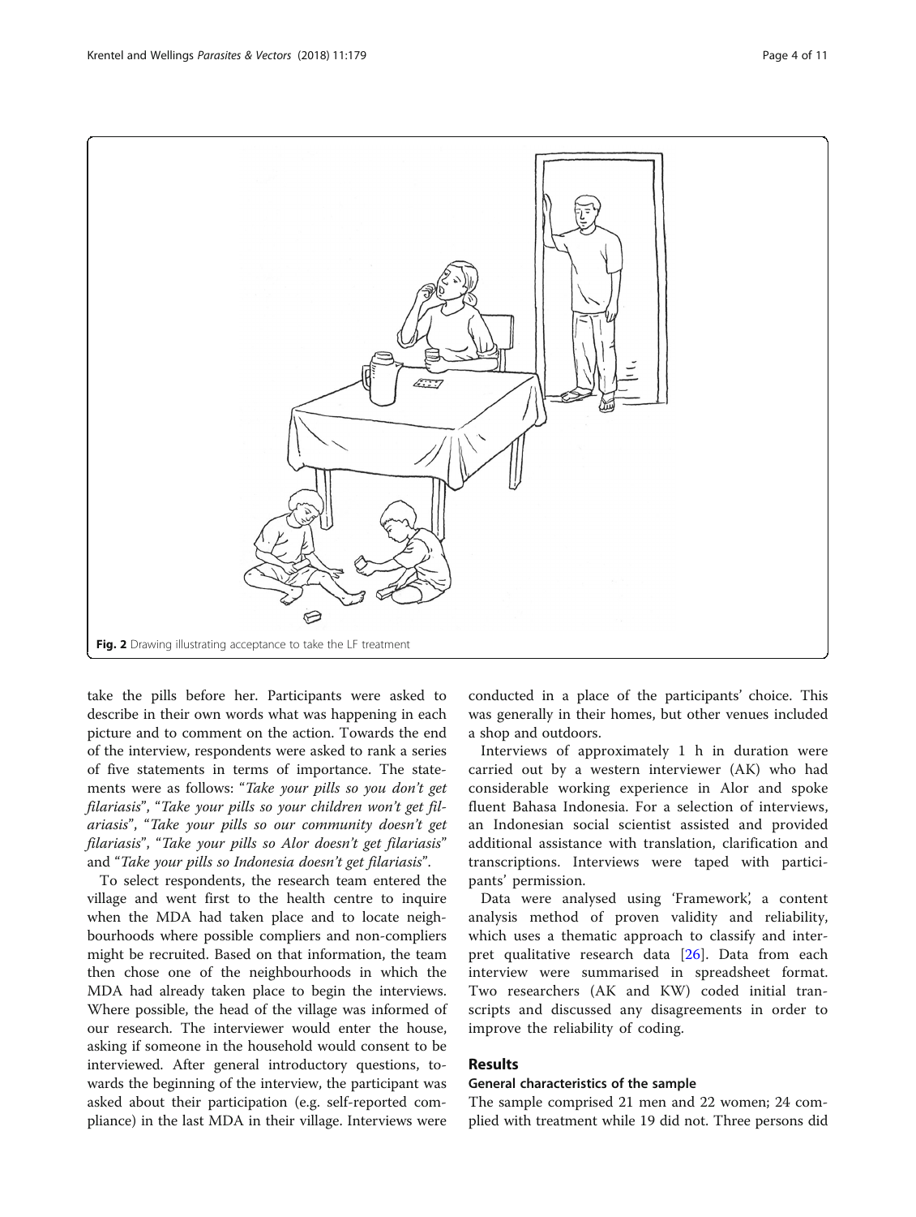Fig. 2 Drawing illustrating acceptance to take the LF treatment

take the pills before her. Participants were asked to describe in their own words what was happening in each picture and to comment on the action. Towards the end of the interview, respondents were asked to rank a series of five statements in terms of importance. The statements were as follows: "*Take your pills so you don't get filariasis*", "*Take your pills so your children won't get filariasis*", "*Take your pills so our community doesn't get filariasis*", "*Take your pills so Alor doesn't get filariasis*" and "*Take your pills so Indonesia doesn't get filariasis*".

To select respondents, the research team entered the village and went first to the health centre to inquire when the MDA had taken place and to locate neighbourhoods where possible compliers and non-compliers might be recruited. Based on that information, the team then chose one of the neighbourhoods in which the MDA had already taken place to begin the interviews. Where possible, the head of the village was informed of our research. The interviewer would enter the house, asking if someone in the household would consent to be interviewed. After general introductory questions, towards the beginning of the interview, the participant was asked about their participation (e.g. self-reported compliance) in the last MDA in their village. Interviews were conducted in a place of the participants' choice. This was generally in their homes, but other venues included a shop and outdoors.

Interviews of approximately 1 h in duration were carried out by a western interviewer (AK) who had considerable working experience in Alor and spoke fluent Bahasa Indonesia. For a selection of interviews, an Indonesian social scientist assisted and provided additional assistance with translation, clarification and transcriptions. Interviews were taped with participants' permission.

Data were analysed using 'Framework', a content analysis method of proven validity and reliability, which uses a thematic approach to classify and interpret qualitative research data [26]. Data from each interview were summarised in spreadsheet format. Two researchers (AK and KW) coded initial transcripts and discussed any disagreements in order to improve the reliability of coding.

## Results

### General characteristics of the sample

The sample comprised 21 men and 22 women; 24 complied with treatment while 19 did not. Three persons did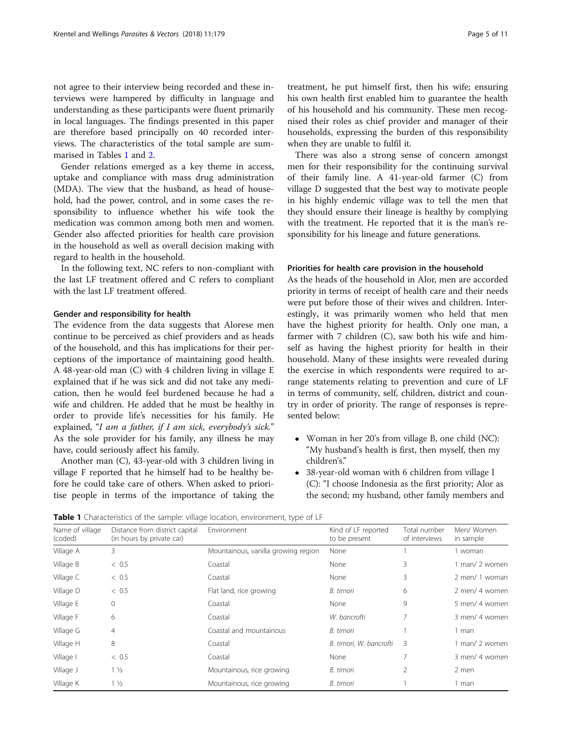not agree to their interview being recorded and these interviews were hampered by difficulty in language and understanding as these participants were fluent primarily in local languages. The findings presented in this paper are therefore based principally on 40 recorded interviews. The characteristics of the total sample are summarised in Tables 1 and 2.

Gender relations emerged as a key theme in access, uptake and compliance with mass drug administration (MDA). The view that the husband, as head of household, had the power, control, and in some cases the responsibility to influence whether his wife took the medication was common among both men and women. Gender also affected priorities for health care provision in the household as well as overall decision making with regard to health in the household.

In the following text, NC refers to non-compliant with the last LF treatment offered and C refers to compliant with the last LF treatment offered.

#### Gender and responsibility for health

The evidence from the data suggests that Alorese men continue to be perceived as chief providers and as heads of the household, and this has implications for their perceptions of the importance of maintaining good health. A 48-year-old man (C) with 4 children living in village E explained that if he was sick and did not take any medication, then he would feel burdened because he had a wife and children. He added that he must be healthy in order to provide life's necessities for his family. He explained, "*I am a father, if I am sick, everybody's sick.*" As the sole provider for his family, any illness he may have, could seriously affect his family.

Another man (C), 43-year-old with 3 children living in village F reported that he himself had to be healthy before he could take care of others. When asked to prioritise people in terms of the importance of taking the treatment, he put himself first, then his wife; ensuring his own health first enabled him to guarantee the health of his household and his community. These men recognised their roles as chief provider and manager of their households, expressing the burden of this responsibility when they are unable to fulfil it.

There was also a strong sense of concern amongst men for their responsibility for the continuing survival of their family line. A 41-year-old farmer (C) from village D suggested that the best way to motivate people in his highly endemic village was to tell the men that they should ensure their lineage is healthy by complying with the treatment. He reported that it is the man's responsibility for his lineage and future generations.

#### Priorities for health care provision in the household

As the heads of the household in Alor, men are accorded priority in terms of receipt of health care and their needs were put before those of their wives and children. Interestingly, it was primarily women who held that men have the highest priority for health. Only one man, a farmer with 7 children (C), saw both his wife and himself as having the highest priority for health in their household. Many of these insights were revealed during the exercise in which respondents were required to arrange statements relating to prevention and cure of LF in terms of community, self, children, district and country in order of priority. The range of responses is represented below:

- Woman in her 20's from village B, one child (NC): "My husband's health is first, then myself, then my children's."
- 38-year-old woman with 6 children from village I (C): "I choose Indonesia as the first priority; Alor as the second; my husband, other family members and

**Table 1** Characteristics of the sample: village location, environment, type of LF

| Name of village (coded) | Distance from district capital (in hours by private car) | Environment | Kind of LF reported to be present | Total number of interviews | Men/ Women in sample |
|---|---|---|---|---|---|
| Village A | 3 | Mountainous, vanilla growing region | None | 1 | 1 woman |
| Village B | < 0.5 | Coastal | None | 3 | 1 man/ 2 women |
| Village C | < 0.5 | Coastal | None | 3 | 2 men/ 1 woman |
| Village D | < 0.5 | Flat land, rice growing | *B. timori* | 6 | 2 men/ 4 women |
| Village E | 0 | Coastal | None | 9 | 5 men/ 4 women |
| Village F | 6 | Coastal | *W. bancrofti* | 7 | 3 men/ 4 women |
| Village G | 4 | Coastal and mountainous | *B. timori* | 1 | 1 man |
| Village H | 8 | Coastal | *B. timori*, *W. bancrofti* | 3 | 1 man/ 2 women |
| Village I | < 0.5 | Coastal | None | 7 | 3 men/ 4 women |
| Village J | 1 ½ | Mountainous, rice growing | *B. timori* | 2 | 2 men |
| Village K | 1 ½ | Mountainous, rice growing | *B. timori* | 1 | 1 man |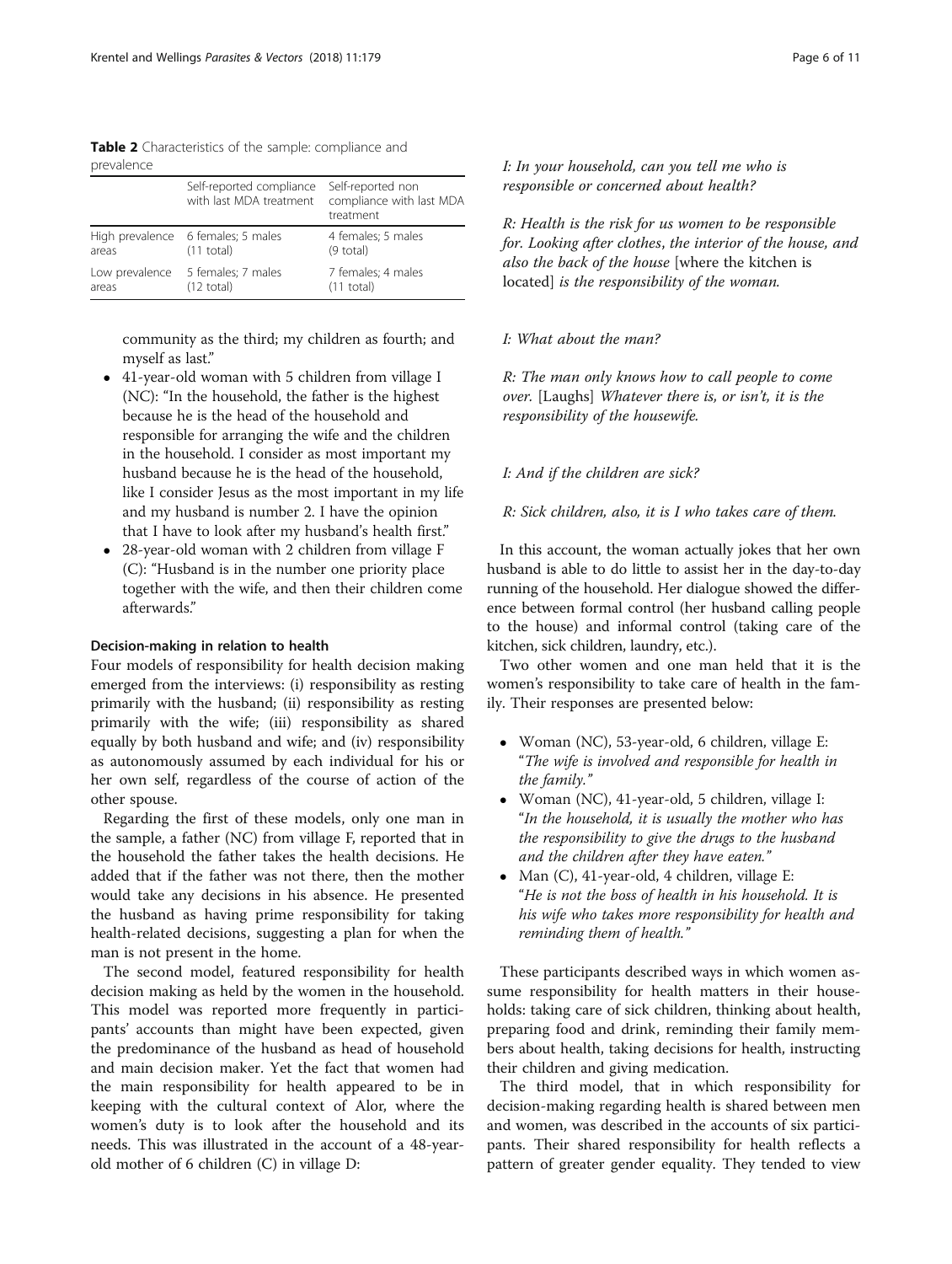**Table 2** Characteristics of the sample: compliance and prevalence

| | Self-reported compliance with last MDA treatment | Self-reported non compliance with last MDA treatment |
|---|---|---|
| High prevalence areas | 6 females; 5 males (11 total) | 4 females; 5 males (9 total) |
| Low prevalence areas | 5 females; 7 males (12 total) | 7 females; 4 males (11 total) |

community as the third; my children as fourth; and myself as last."

- 41-year-old woman with 5 children from village I (NC): "In the household, the father is the highest because he is the head of the household and responsible for arranging the wife and the children in the household. I consider as most important my husband because he is the head of the household, like I consider Jesus as the most important in my life and my husband is number 2. I have the opinion that I have to look after my husband's health first."
- 28-year-old woman with 2 children from village F (C): "Husband is in the number one priority place together with the wife, and then their children come afterwards."

#### Decision-making in relation to health

Four models of responsibility for health decision making emerged from the interviews: (i) responsibility as resting primarily with the husband; (ii) responsibility as resting primarily with the wife; (iii) responsibility as shared equally by both husband and wife; and (iv) responsibility as autonomously assumed by each individual for his or her own self, regardless of the course of action of the other spouse.

Regarding the first of these models, only one man in the sample, a father (NC) from village F, reported that in the household the father takes the health decisions. He added that if the father was not there, then the mother would take any decisions in his absence. He presented the husband as having prime responsibility for taking health-related decisions, suggesting a plan for when the man is not present in the home.

The second model, featured responsibility for health decision making as held by the women in the household. This model was reported more frequently in participants' accounts than might have been expected, given the predominance of the husband as head of household and main decision maker. Yet the fact that women had the main responsibility for health appeared to be in keeping with the cultural context of Alor, where the women's duty is to look after the household and its needs. This was illustrated in the account of a 48-year-old mother of 6 children (C) in village D:

*I: In your household, can you tell me who is responsible or concerned about health?*

*R: Health is the risk for us women to be responsible for. Looking after clothes, the interior of the house, and also the back of the house* [where the kitchen is located] *is the responsibility of the woman.*

*I: What about the man?*

*R: The man only knows how to call people to come over.* [Laughs] *Whatever there is, or isn't, it is the responsibility of the housewife.*

*I: And if the children are sick?*

*R: Sick children, also, it is I who takes care of them.*

In this account, the woman actually jokes that her own husband is able to do little to assist her in the day-to-day running of the household. Her dialogue showed the difference between formal control (her husband calling people to the house) and informal control (taking care of the kitchen, sick children, laundry, etc.).

Two other women and one man held that it is the women's responsibility to take care of health in the family. Their responses are presented below:

- Woman (NC), 53-year-old, 6 children, village E: "*The wife is involved and responsible for health in the family.*"
- Woman (NC), 41-year-old, 5 children, village I: "*In the household, it is usually the mother who has the responsibility to give the drugs to the husband and the children after they have eaten.*"
- Man (C), 41-year-old, 4 children, village E: "*He is not the boss of health in his household. It is his wife who takes more responsibility for health and reminding them of health.*"

These participants described ways in which women assume responsibility for health matters in their households: taking care of sick children, thinking about health, preparing food and drink, reminding their family members about health, taking decisions for health, instructing their children and giving medication.

The third model, that in which responsibility for decision-making regarding health is shared between men and women, was described in the accounts of six participants. Their shared responsibility for health reflects a pattern of greater gender equality. They tended to view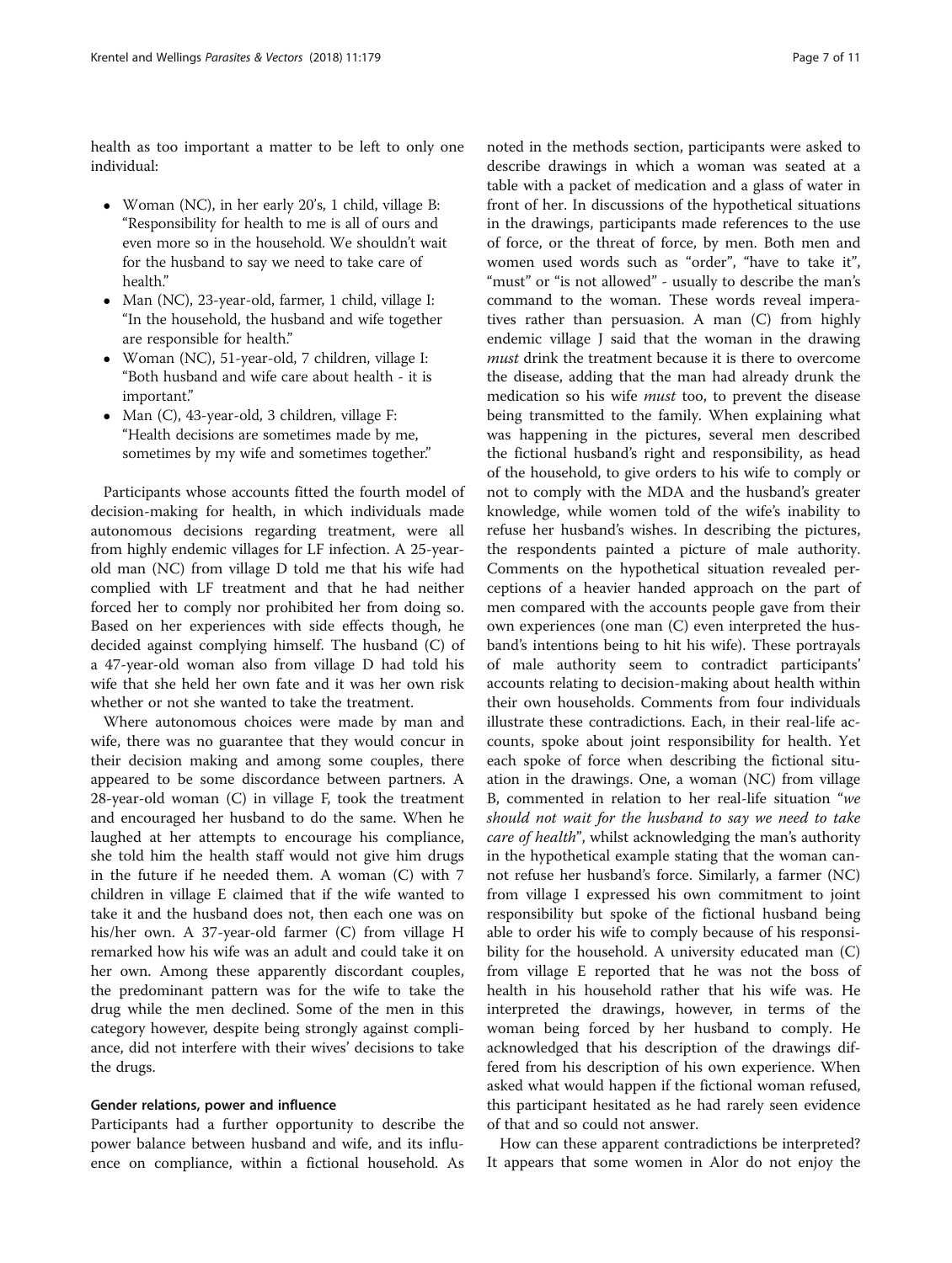health as too important a matter to be left to only one individual:

- Woman (NC), in her early 20's, 1 child, village B: "Responsibility for health to me is all of ours and even more so in the household. We shouldn't wait for the husband to say we need to take care of health."
- Man (NC), 23-year-old, farmer, 1 child, village I: "In the household, the husband and wife together are responsible for health."
- Woman (NC), 51-year-old, 7 children, village I: "Both husband and wife care about health - it is important."
- Man (C), 43-year-old, 3 children, village F: "Health decisions are sometimes made by me, sometimes by my wife and sometimes together."

Participants whose accounts fitted the fourth model of decision-making for health, in which individuals made autonomous decisions regarding treatment, were all from highly endemic villages for LF infection. A 25-year-old man (NC) from village D told me that his wife had complied with LF treatment and that he had neither forced her to comply nor prohibited her from doing so. Based on her experiences with side effects though, he decided against complying himself. The husband (C) of a 47-year-old woman also from village D had told his wife that she held her own fate and it was her own risk whether or not she wanted to take the treatment.

Where autonomous choices were made by man and wife, there was no guarantee that they would concur in their decision making and among some couples, there appeared to be some discordance between partners. A 28-year-old woman (C) in village F, took the treatment and encouraged her husband to do the same. When he laughed at her attempts to encourage his compliance, she told him the health staff would not give him drugs in the future if he needed them. A woman (C) with 7 children in village E claimed that if the wife wanted to take it and the husband does not, then each one was on his/her own. A 37-year-old farmer (C) from village H remarked how his wife was an adult and could take it on her own. Among these apparently discordant couples, the predominant pattern was for the wife to take the drug while the men declined. Some of the men in this category however, despite being strongly against compliance, did not interfere with their wives' decisions to take the drugs.

### Gender relations, power and influence

Participants had a further opportunity to describe the power balance between husband and wife, and its influence on compliance, within a fictional household. As noted in the methods section, participants were asked to describe drawings in which a woman was seated at a table with a packet of medication and a glass of water in front of her. In discussions of the hypothetical situations in the drawings, participants made references to the use of force, or the threat of force, by men. Both men and women used words such as "order", "have to take it", "must" or "is not allowed" - usually to describe the man's command to the woman. These words reveal imperatives rather than persuasion. A man (C) from highly endemic village J said that the woman in the drawing *must* drink the treatment because it is there to overcome the disease, adding that the man had already drunk the medication so his wife *must* too, to prevent the disease being transmitted to the family. When explaining what was happening in the pictures, several men described the fictional husband's right and responsibility, as head of the household, to give orders to his wife to comply or not to comply with the MDA and the husband's greater knowledge, while women told of the wife's inability to refuse her husband's wishes. In describing the pictures, the respondents painted a picture of male authority. Comments on the hypothetical situation revealed perceptions of a heavier handed approach on the part of men compared with the accounts people gave from their own experiences (one man (C) even interpreted the husband's intentions being to hit his wife). These portrayals of male authority seem to contradict participants' accounts relating to decision-making about health within their own households. Comments from four individuals illustrate these contradictions. Each, in their real-life accounts, spoke about joint responsibility for health. Yet each spoke of force when describing the fictional situation in the drawings. One, a woman (NC) from village B, commented in relation to her real-life situation "*we should not wait for the husband to say we need to take care of health*", whilst acknowledging the man's authority in the hypothetical example stating that the woman cannot refuse her husband's force. Similarly, a farmer (NC) from village I expressed his own commitment to joint responsibility but spoke of the fictional husband being able to order his wife to comply because of his responsibility for the household. A university educated man (C) from village E reported that he was not the boss of health in his household rather that his wife was. He interpreted the drawings, however, in terms of the woman being forced by her husband to comply. He acknowledged that his description of the drawings differed from his description of his own experience. When asked what would happen if the fictional woman refused, this participant hesitated as he had rarely seen evidence of that and so could not answer.

How can these apparent contradictions be interpreted? It appears that some women in Alor do not enjoy the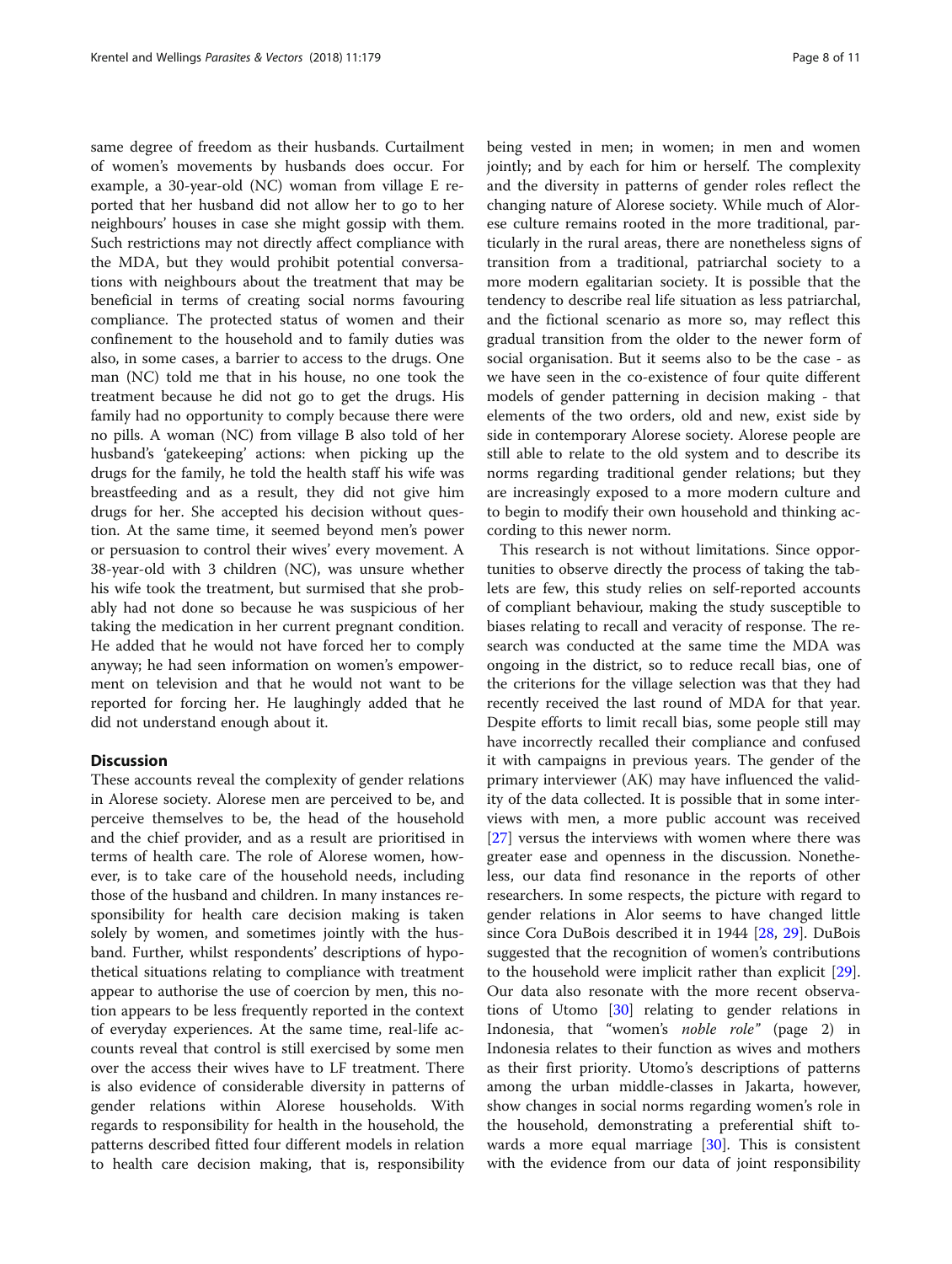same degree of freedom as their husbands. Curtailment of women's movements by husbands does occur. For example, a 30-year-old (NC) woman from village E reported that her husband did not allow her to go to her neighbours' houses in case she might gossip with them. Such restrictions may not directly affect compliance with the MDA, but they would prohibit potential conversations with neighbours about the treatment that may be beneficial in terms of creating social norms favouring compliance. The protected status of women and their confinement to the household and to family duties was also, in some cases, a barrier to access to the drugs. One man (NC) told me that in his house, no one took the treatment because he did not go to get the drugs. His family had no opportunity to comply because there were no pills. A woman (NC) from village B also told of her husband's 'gatekeeping' actions: when picking up the drugs for the family, he told the health staff his wife was breastfeeding and as a result, they did not give him drugs for her. She accepted his decision without question. At the same time, it seemed beyond men's power or persuasion to control their wives' every movement. A 38-year-old with 3 children (NC), was unsure whether his wife took the treatment, but surmised that she probably had not done so because he was suspicious of her taking the medication in her current pregnant condition. He added that he would not have forced her to comply anyway; he had seen information on women's empowerment on television and that he would not want to be reported for forcing her. He laughingly added that he did not understand enough about it.

## Discussion

These accounts reveal the complexity of gender relations in Alorese society. Alorese men are perceived to be, and perceive themselves to be, the head of the household and the chief provider, and as a result are prioritised in terms of health care. The role of Alorese women, however, is to take care of the household needs, including those of the husband and children. In many instances responsibility for health care decision making is taken solely by women, and sometimes jointly with the husband. Further, whilst respondents' descriptions of hypothetical situations relating to compliance with treatment appear to authorise the use of coercion by men, this notion appears to be less frequently reported in the context of everyday experiences. At the same time, real-life accounts reveal that control is still exercised by some men over the access their wives have to LF treatment. There is also evidence of considerable diversity in patterns of gender relations within Alorese households. With regards to responsibility for health in the household, the patterns described fitted four different models in relation to health care decision making, that is, responsibility being vested in men; in women; in men and women jointly; and by each for him or herself. The complexity and the diversity in patterns of gender roles reflect the changing nature of Alorese society. While much of Alorese culture remains rooted in the more traditional, particularly in the rural areas, there are nonetheless signs of transition from a traditional, patriarchal society to a more modern egalitarian society. It is possible that the tendency to describe real life situation as less patriarchal, and the fictional scenario as more so, may reflect this gradual transition from the older to the newer form of social organisation. But it seems also to be the case - as we have seen in the co-existence of four quite different models of gender patterning in decision making - that elements of the two orders, old and new, exist side by side in contemporary Alorese society. Alorese people are still able to relate to the old system and to describe its norms regarding traditional gender relations; but they are increasingly exposed to a more modern culture and to begin to modify their own household and thinking according to this newer norm.

This research is not without limitations. Since opportunities to observe directly the process of taking the tablets are few, this study relies on self-reported accounts of compliant behaviour, making the study susceptible to biases relating to recall and veracity of response. The research was conducted at the same time the MDA was ongoing in the district, so to reduce recall bias, one of the criterions for the village selection was that they had recently received the last round of MDA for that year. Despite efforts to limit recall bias, some people still may have incorrectly recalled their compliance and confused it with campaigns in previous years. The gender of the primary interviewer (AK) may have influenced the validity of the data collected. It is possible that in some interviews with men, a more public account was received [27] versus the interviews with women where there was greater ease and openness in the discussion. Nonetheless, our data find resonance in the reports of other researchers. In some respects, the picture with regard to gender relations in Alor seems to have changed little since Cora DuBois described it in 1944 [28, 29]. DuBois suggested that the recognition of women's contributions to the household were implicit rather than explicit [29]. Our data also resonate with the more recent observations of Utomo [30] relating to gender relations in Indonesia, that "women's *noble role*" (page 2) in Indonesia relates to their function as wives and mothers as their first priority. Utomo's descriptions of patterns among the urban middle-classes in Jakarta, however, show changes in social norms regarding women's role in the household, demonstrating a preferential shift towards a more equal marriage [30]. This is consistent with the evidence from our data of joint responsibility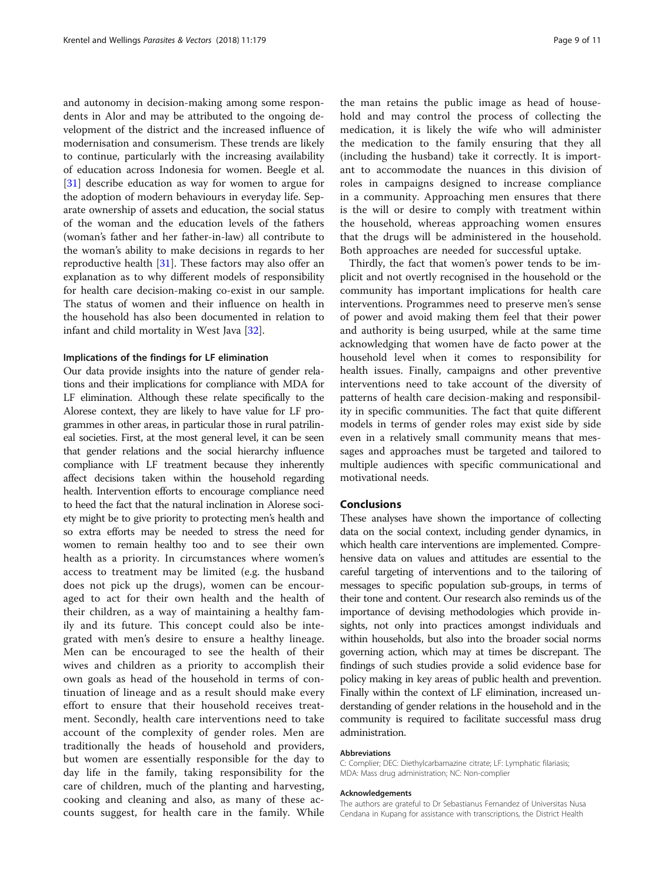and autonomy in decision-making among some respondents in Alor and may be attributed to the ongoing development of the district and the increased influence of modernisation and consumerism. These trends are likely to continue, particularly with the increasing availability of education across Indonesia for women. Beegle et al. [31] describe education as way for women to argue for the adoption of modern behaviours in everyday life. Separate ownership of assets and education, the social status of the woman and the education levels of the fathers (woman's father and her father-in-law) all contribute to the woman's ability to make decisions in regards to her reproductive health [31]. These factors may also offer an explanation as to why different models of responsibility for health care decision-making co-exist in our sample. The status of women and their influence on health in the household has also been documented in relation to infant and child mortality in West Java [32].

### Implications of the findings for LF elimination

Our data provide insights into the nature of gender relations and their implications for compliance with MDA for LF elimination. Although these relate specifically to the Alorese context, they are likely to have value for LF programmes in other areas, in particular those in rural patrilineal societies. First, at the most general level, it can be seen that gender relations and the social hierarchy influence compliance with LF treatment because they inherently affect decisions taken within the household regarding health. Intervention efforts to encourage compliance need to heed the fact that the natural inclination in Alorese society might be to give priority to protecting men's health and so extra efforts may be needed to stress the need for women to remain healthy too and to see their own health as a priority. In circumstances where women's access to treatment may be limited (e.g. the husband does not pick up the drugs), women can be encouraged to act for their own health and the health of their children, as a way of maintaining a healthy family and its future. This concept could also be integrated with men's desire to ensure a healthy lineage. Men can be encouraged to see the health of their wives and children as a priority to accomplish their own goals as head of the household in terms of continuation of lineage and as a result should make every effort to ensure that their household receives treatment. Secondly, health care interventions need to take account of the complexity of gender roles. Men are traditionally the heads of household and providers, but women are essentially responsible for the day to day life in the family, taking responsibility for the care of children, much of the planting and harvesting, cooking and cleaning and also, as many of these accounts suggest, for health care in the family. While the man retains the public image as head of household and may control the process of collecting the medication, it is likely the wife who will administer the medication to the family ensuring that they all (including the husband) take it correctly. It is important to accommodate the nuances in this division of roles in campaigns designed to increase compliance in a community. Approaching men ensures that there is the will or desire to comply with treatment within the household, whereas approaching women ensures that the drugs will be administered in the household. Both approaches are needed for successful uptake.

Thirdly, the fact that women's power tends to be implicit and not overtly recognised in the household or the community has important implications for health care interventions. Programmes need to preserve men's sense of power and avoid making them feel that their power and authority is being usurped, while at the same time acknowledging that women have de facto power at the household level when it comes to responsibility for health issues. Finally, campaigns and other preventive interventions need to take account of the diversity of patterns of health care decision-making and responsibility in specific communities. The fact that quite different models in terms of gender roles may exist side by side even in a relatively small community means that messages and approaches must be targeted and tailored to multiple audiences with specific communicational and motivational needs.

## Conclusions

These analyses have shown the importance of collecting data on the social context, including gender dynamics, in which health care interventions are implemented. Comprehensive data on values and attitudes are essential to the careful targeting of interventions and to the tailoring of messages to specific population sub-groups, in terms of their tone and content. Our research also reminds us of the importance of devising methodologies which provide insights, not only into practices amongst individuals and within households, but also into the broader social norms governing action, which may at times be discrepant. The findings of such studies provide a solid evidence base for policy making in key areas of public health and prevention. Finally within the context of LF elimination, increased understanding of gender relations in the household and in the community is required to facilitate successful mass drug administration.

#### Abbreviations

C: Complier; DEC: Diethylcarbamazine citrate; LF: Lymphatic filariasis; MDA: Mass drug administration; NC: Non-complier

#### Acknowledgements

The authors are grateful to Dr Sebastianus Fernandez of Universitas Nusa Cendana in Kupang for assistance with transcriptions, the District Health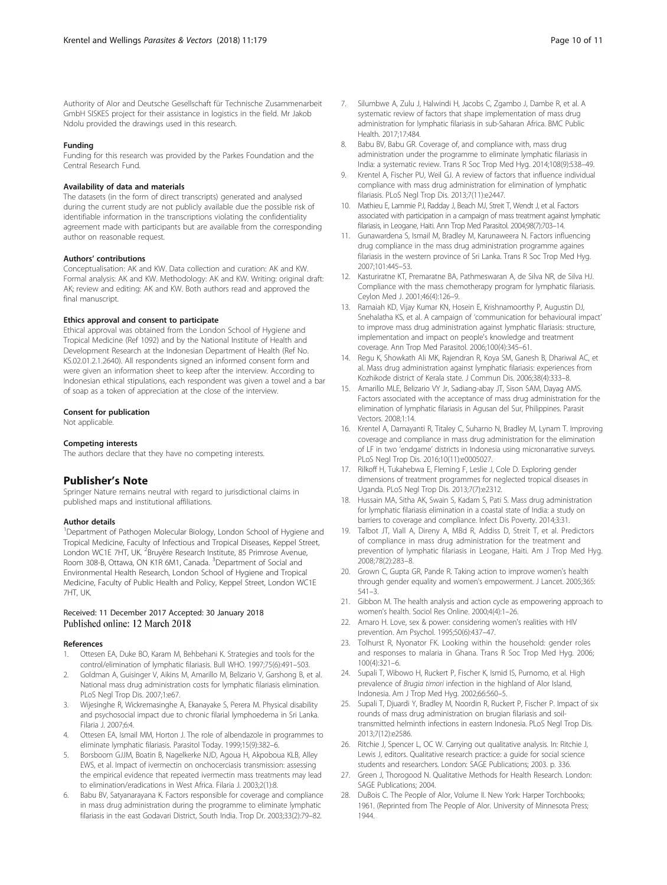Authority of Alor and Deutsche Gesellschaft für Technische Zusammenarbeit GmbH SISKES project for their assistance in logistics in the field. Mr Jakob Ndolu provided the drawings used in this research.

#### Funding

Funding for this research was provided by the Parkes Foundation and the Central Research Fund.

#### Availability of data and materials

The datasets (in the form of direct transcripts) generated and analysed during the current study are not publicly available due the possible risk of identifiable information in the transcriptions violating the confidentiality agreement made with participants but are available from the corresponding author on reasonable request.

#### Authors' contributions

Conceptualisation: AK and KW. Data collection and curation: AK and KW. Formal analysis: AK and KW. Methodology: AK and KW. Writing: original draft: AK; review and editing: AK and KW. Both authors read and approved the final manuscript.

#### Ethics approval and consent to participate

Ethical approval was obtained from the London School of Hygiene and Tropical Medicine (Ref 1092) and by the National Institute of Health and Development Research at the Indonesian Department of Health (Ref No. KS.02.01.2.1.2640). All respondents signed an informed consent form and were given an information sheet to keep after the interview. According to Indonesian ethical stipulations, each respondent was given a towel and a bar of soap as a token of appreciation at the close of the interview.

#### Consent for publication

Not applicable.

#### Competing interests

The authors declare that they have no competing interests.

## Publisher's Note

Springer Nature remains neutral with regard to jurisdictional claims in published maps and institutional affiliations.

#### Author details

[1]Department of Pathogen Molecular Biology, London School of Hygiene and Tropical Medicine, Faculty of Infectious and Tropical Diseases, Keppel Street, London WC1E 7HT, UK. [2]Bruyère Research Institute, 85 Primrose Avenue, Room 308-B, Ottawa, ON K1R 6M1, Canada. [3]Department of Social and Environmental Health Research, London School of Hygiene and Tropical Medicine, Faculty of Public Health and Policy, Keppel Street, London WC1E 7HT, UK.

Received: 11 December 2017 Accepted: 30 January 2018
Published online: 12 March 2018

#### References

1. Ottesen EA, Duke BO, Karam M, Behbehani K. Strategies and tools for the control/elimination of lymphatic filariasis. Bull WHO. 1997;75(6):491–503.
2. Goldman A, Guisinger V, Aikins M, Amarillo M, Belizario V, Garshong B, et al. National mass drug administration costs for lymphatic filariasis elimination. PLoS Negl Trop Dis. 2007;1:e67.
3. Wijesinghe R, Wickremasinghe A, Ekanayake S, Perera M. Physical disability and psychosocial impact due to chronic filarial lymphoedema in Sri Lanka. Filaria J. 2007;6:4.
4. Ottesen EA, Ismail MM, Horton J. The role of albendazole in programmes to eliminate lymphatic filariasis. Parasitol Today. 1999;15(9):382–6.
5. Borsboom GJJM, Boatin B, Nagelkerke NJD, Agoua H, Akpoboua KLB, Alley EWS, et al. Impact of ivermectin on onchocerciasis transmission: assessing the empirical evidence that repeated ivermectin mass treatments may lead to elimination/eradications in West Africa. Filaria J. 2003;2(1):8.
6. Babu BV, Satyanarayana K. Factors responsible for coverage and compliance in mass drug administration during the programme to eliminate lymphatic filariasis in the east Godavari District, South India. Trop Dr. 2003;33(2):79–82.
7. Silumbwe A, Zulu J, Halwindi H, Jacobs C, Zgambo J, Dambe R, et al. A systematic review of factors that shape implementation of mass drug administration for lymphatic filariasis in sub-Saharan Africa. BMC Public Health. 2017;17:484.
8. Babu BV, Babu GR. Coverage of, and compliance with, mass drug administration under the programme to eliminate lymphatic filariasis in India: a systematic review. Trans R Soc Trop Med Hyg. 2014;108(9):538–49.
9. Krentel A, Fischer PU, Weil GJ. A review of factors that influence individual compliance with mass drug administration for elimination of lymphatic filariasis. PLoS Negl Trop Dis. 2013;7(11):e2447.
10. Mathieu E, Lammie PJ, Radday J, Beach MJ, Streit T, Wendt J, et al. Factors associated with participation in a campaign of mass treatment against lymphatic filariasis, in Leogane, Haiti. Ann Trop Med Parasitol. 2004;98(7):703–14.
11. Gunawardena S, Ismail M, Bradley M, Karunaweera N. Factors influencing drug compliance in the mass drug administration programme againes filariasis in the western province of Sri Lanka. Trans R Soc Trop Med Hyg. 2007;101:445–53.
12. Kasturiratne KT, Premaratne BA, Pathmeswaran A, de Silva NR, de Silva HJ. Compliance with the mass chemotherapy program for lymphatic filariasis. Ceylon Med J. 2001;46(4):126–9.
13. Ramaiah KD, Vijay Kumar KN, Hosein E, Krishnamoorthy P, Augustin DJ, Snehalatha KS, et al. A campaign of 'communication for behavioural impact' to improve mass drug administration against lymphatic filariasis: structure, implementation and impact on people's knowledge and treatment coverage. Ann Trop Med Parasitol. 2006;100(4):345–61.
14. Regu K, Showkath Ali MK, Rajendran R, Koya SM, Ganesh B, Dhariwal AC, et al. Mass drug administration against lymphatic filariasis: experiences from Kozhikode district of Kerala state. J Commun Dis. 2006;38(4):333–8.
15. Amarillo MLE, Belizario VY Jr, Sadiang-abay JT, Sison SAM, Dayag AMS. Factors associated with the acceptance of mass drug administration for the elimination of lymphatic filariasis in Agusan del Sur, Philippines. Parasit Vectors. 2008;1:14.
16. Krentel A, Damayanti R, Titaley C, Suharno N, Bradley M, Lynam T. Improving coverage and compliance in mass drug administration for the elimination of LF in two 'endgame' districts in Indonesia using micronarrative surveys. PLoS Negl Trop Dis. 2016;10(11):e0005027.
17. Rilkoff H, Tukahebwa E, Fleming F, Leslie J, Cole D. Exploring gender dimensions of treatment programmes for neglected tropical diseases in Uganda. PLoS Negl Trop Dis. 2013;7(7):e2312.
18. Hussain MA, Sitha AK, Swain S, Kadam S, Pati S. Mass drug administration for lymphatic filariasis elimination in a coastal state of India: a study on barriers to coverage and compliance. Infect Dis Poverty. 2014;3:31.
19. Talbot JT, Viall A, Direny A, MBd R, Addiss D, Streit T, et al. Predictors of compliance in mass drug administration for the treatment and prevention of lymphatic filariasis in Leogane, Haiti. Am J Trop Med Hyg. 2008;78(2):283–8.
20. Grown C, Gupta GR, Pande R. Taking action to improve women's health through gender equality and women's empowerment. J Lancet. 2005;365:541–3.
21. Gibbon M. The health analysis and action cycle as empowering approach to women's health. Sociol Res Online. 2000;4(4):1–26.
22. Amaro H. Love, sex & power: considering women's realities with HIV prevention. Am Psychol. 1995;50(6):437–47.
23. Tolhurst R, Nyonator FK. Looking within the household: gender roles and responses to malaria in Ghana. Trans R Soc Trop Med Hyg. 2006;100(4):321–6.
24. Supali T, Wibowo H, Ruckert P, Fischer K, Ismid IS, Purnomo, et al. High prevalence of *Brugia timori* infection in the highland of Alor Island, Indonesia. Am J Trop Med Hyg. 2002;66:560–5.
25. Supali T, Djuardi Y, Bradley M, Noordin R, Ruckert P, Fischer P. Impact of six rounds of mass drug administration on brugian filariasis and soil-transmitted helminth infections in eastern Indonesia. PLoS Negl Trop Dis. 2013;7(12):e2586.
26. Ritchie J, Spencer L, OC W. Carrying out qualitative analysis. In: Ritchie J, Lewis J, editors. Qualitative research practice: a guide for social science students and researchers. London: SAGE Publications; 2003. p. 336.
27. Green J, Thorogood N. Qualitative Methods for Health Research. London: SAGE Publications; 2004.
28. DuBois C. The People of Alor, Volume II. New York: Harper Torchbooks; 1961. (Reprinted from The People of Alor. University of Minnesota Press; 1944.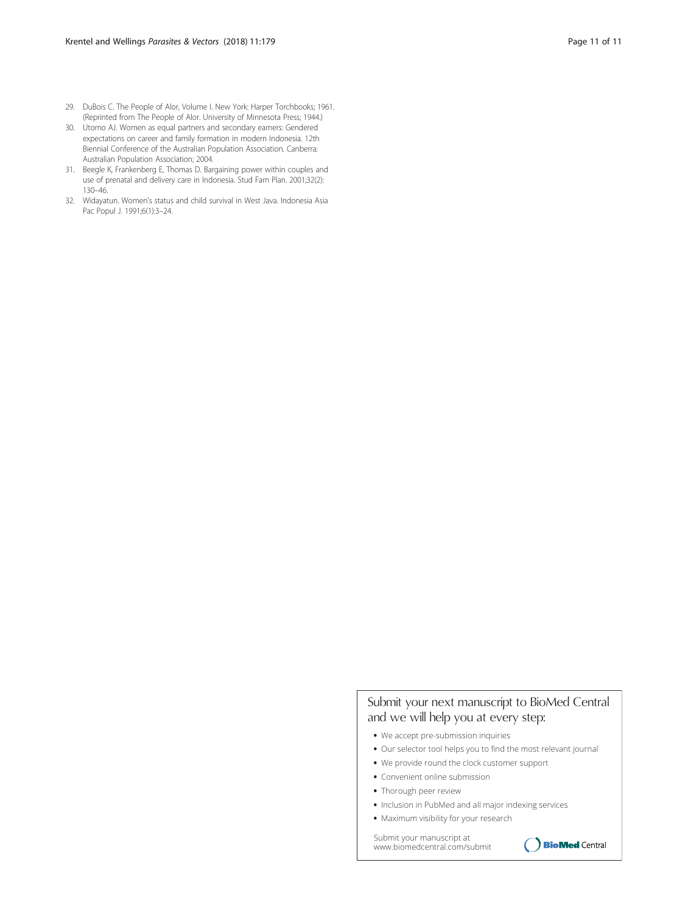29. DuBois C. The People of Alor, Volume I. New York: Harper Torchbooks; 1961. (Reprinted from The People of Alor. University of Minnesota Press; 1944.)
30. Utomo AJ. Women as equal partners and secondary earners: Gendered expectations on career and family formation in modern Indonesia. 12th Biennial Conference of the Australian Population Association. Canberra: Australian Population Association; 2004.
31. Beegle K, Frankenberg E, Thomas D. Bargaining power within couples and use of prenatal and delivery care in Indonesia. Stud Fam Plan. 2001;32(2): 130–46.
32. Widayatun. Women's status and child survival in West Java. Indonesia Asia Pac Popul J. 1991;6(1):3–24.

Submit your next manuscript to BioMed Central and we will help you at every step:

- We accept pre-submission inquiries
- Our selector tool helps you to find the most relevant journal
- We provide round the clock customer support
- Convenient online submission
- Thorough peer review
- Inclusion in PubMed and all major indexing services
- Maximum visibility for your research

Submit your manuscript at
www.biomedcentral.com/submit

BioMed Central